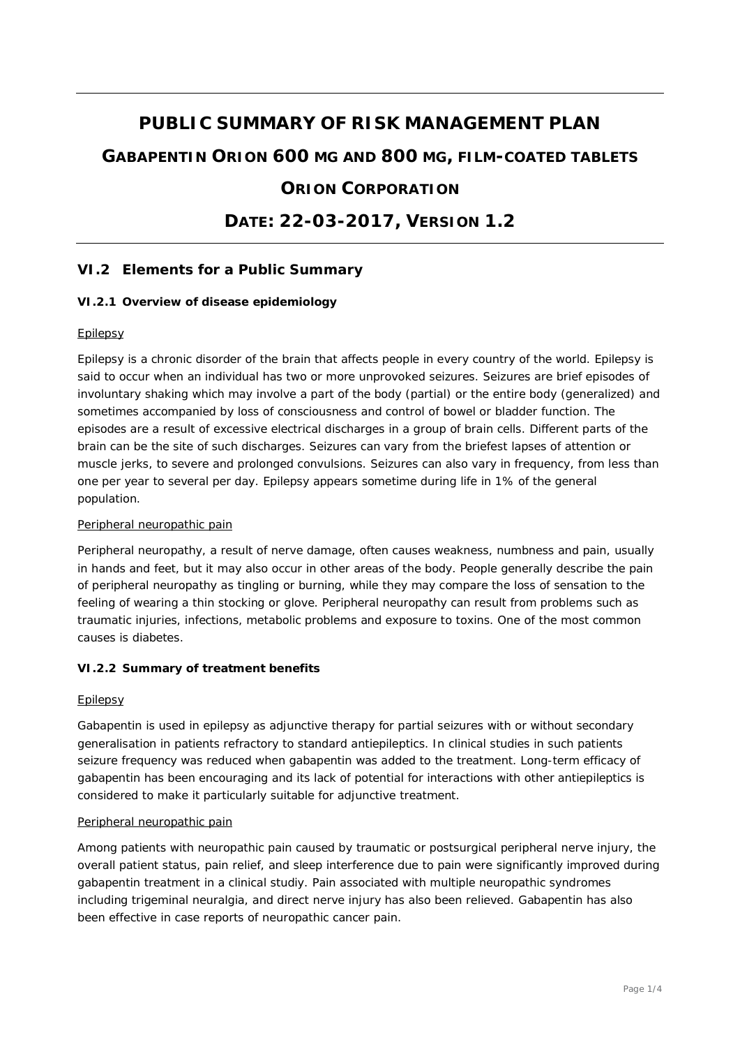# PUBLIC SUMMARY OF RISK MANAGEMENT PLAN

# GABAPENTIN ORION 600 MG AND 800 MG, FILM-COATED TABLETS

# ORION CORPORATION

# DATE: 22-03-2017, VERSION 1.2

## VI.2 Elements for a Public Summary

### VI.2.1 Overview of disease epidemiology

Epilepsy

Epilepsy is a chronic disorder of the brain that affects people in every country of the world. Epilepsy is said to occur when an individual has two or more unprovoked seizures. Seizures are brief episodes of involuntary shaking which may involve a part of the body (partial) or the entire body (generalized) and sometimes accompanied by loss of consciousness and control of bowel or bladder function. The episodes are a result of excessive electrical discharges in a group of brain cells. Different parts of the brain can be the site of such discharges. Seizures can vary from the briefest lapses of attention or muscle jerks, to severe and prolonged convulsions. Seizures can also vary in frequency, from less than one per year to several per day. Epilepsy appears sometime during life in 1% of the general population.

Peripheral neuropathic pain

Peripheral neuropathy, a result of nerve damage, often causes weakness, numbness and pain, usually in hands and feet, but it may also occur in other areas of the body. People generally describe the pain of peripheral neuropathy as tingling or burning, while they may compare the loss of sensation to the feeling of wearing a thin stocking or glove. Peripheral neuropathy can result from problems such as traumatic injuries, infections, metabolic problems and exposure to toxins. One of the most common causes is diabetes.

### VI.2.2 Summary of treatment benefits

Epilepsy

Gabapentin is used in epilepsy as adjunctive therapy for partial seizures with or without secondary generalisation in patients refractory to standard antiepileptics. In clinical studies in such patients seizure frequency was reduced when gabapentin was added to the treatment. Long-term efficacy of gabapentin has been encouraging and its lack of potential for interactions with other antiepileptics is considered to make it particularly suitable for adjunctive treatment.

Peripheral neuropathic pain

Among patients with neuropathic pain caused by traumatic or postsurgical peripheral nerve injury, the overall patient status, pain relief, and sleep interference due to pain were significantly improved during gabapentin treatment in a clinical studiy. Pain associated with multiple neuropathic syndromes including trigeminal neuralgia, and direct nerve injury has also been relieved. Gabapentin has also been effective in case reports of neuropathic cancer pain.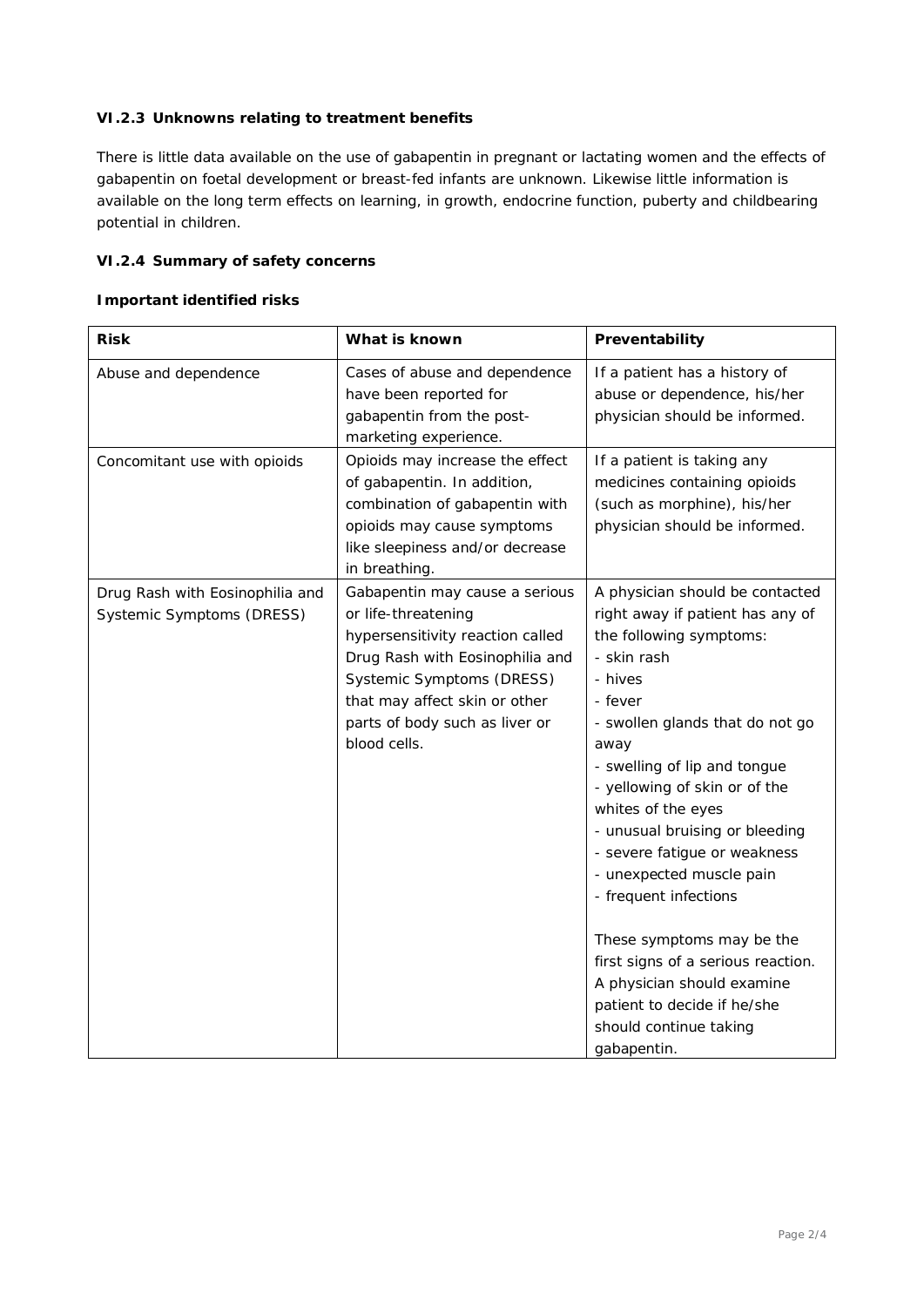### VI.2.3 Unknowns relating to treatment benefits

There is little data available on the use of gabapentin in pregnant or lactating women and the effects of gabapentin on foetal development or breast-fed infants are unknown. Likewise little information is available on the long term effects on learning, in growth, endocrine function, puberty and childbearing potential in children.

### VI.2.4 Summary of safety concerns

**Important identified risks**

| Risk | What is known | Preventability |
|---|---|---|
| Abuse and dependence | Cases of abuse and dependence have been reported for gabapentin from the post-marketing experience. | If a patient has a history of abuse or dependence, his/her physician should be informed. |
| Concomitant use with opioids | Opioids may increase the effect of gabapentin. In addition, combination of gabapentin with opioids may cause symptoms like sleepiness and/or decrease in breathing. | If a patient is taking any medicines containing opioids (such as morphine), his/her physician should be informed. |
| Drug Rash with Eosinophilia and Systemic Symptoms (DRESS) | Gabapentin may cause a serious or life-threatening hypersensitivity reaction called Drug Rash with Eosinophilia and Systemic Symptoms (DRESS) that may affect skin or other parts of body such as liver or blood cells. | A physician should be contacted right away if patient has any of the following symptoms:<br>- skin rash<br>- hives<br>- fever<br>- swollen glands that do not go away<br>- swelling of lip and tongue<br>- yellowing of skin or of the whites of the eyes<br>- unusual bruising or bleeding<br>- severe fatigue or weakness<br>- unexpected muscle pain<br>- frequent infections<br><br>These symptoms may be the first signs of a serious reaction. A physician should examine patient to decide if he/she should continue taking gabapentin. |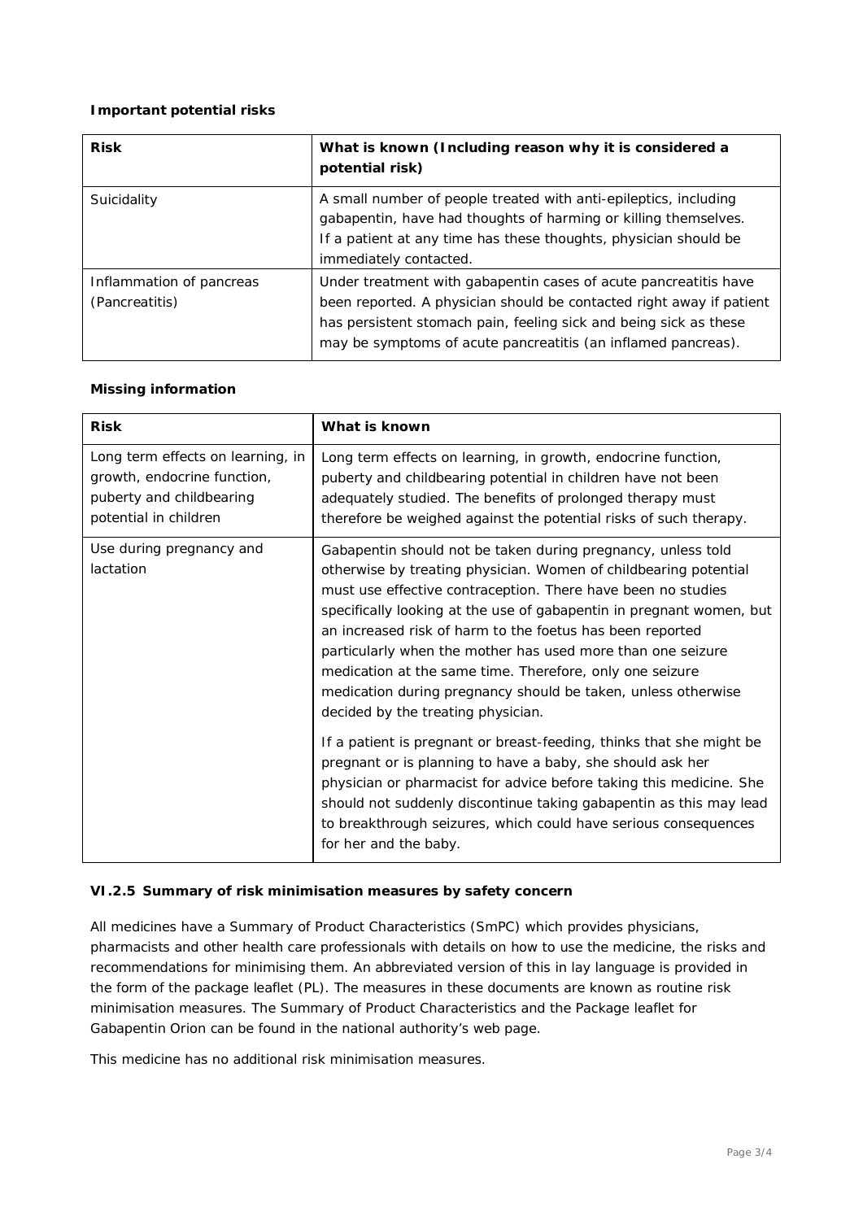**Important potential risks**

| Risk | What is known (Including reason why it is considered a potential risk) |
|---|---|
| Suicidality | A small number of people treated with anti-epileptics, including gabapentin, have had thoughts of harming or killing themselves. If a patient at any time has these thoughts, physician should be immediately contacted. |
| Inflammation of pancreas (Pancreatitis) | Under treatment with gabapentin cases of acute pancreatitis have been reported. A physician should be contacted right away if patient has persistent stomach pain, feeling sick and being sick as these may be symptoms of acute pancreatitis (an inflamed pancreas). |

**Missing information**

| Risk | What is known |
|---|---|
| Long term effects on learning, in growth, endocrine function, puberty and childbearing potential in children | Long term effects on learning, in growth, endocrine function, puberty and childbearing potential in children have not been adequately studied. The benefits of prolonged therapy must therefore be weighed against the potential risks of such therapy. |
| Use during pregnancy and lactation | Gabapentin should not be taken during pregnancy, unless told otherwise by treating physician. Women of childbearing potential must use effective contraception. There have been no studies specifically looking at the use of gabapentin in pregnant women, but an increased risk of harm to the foetus has been reported particularly when the mother has used more than one seizure medication at the same time. Therefore, only one seizure medication during pregnancy should be taken, unless otherwise decided by the treating physician.<br><br>If a patient is pregnant or breast-feeding, thinks that she might be pregnant or is planning to have a baby, she should ask her physician or pharmacist for advice before taking this medicine. She should not suddenly discontinue taking gabapentin as this may lead to breakthrough seizures, which could have serious consequences for her and the baby. |

### VI.2.5 Summary of risk minimisation measures by safety concern

All medicines have a Summary of Product Characteristics (SmPC) which provides physicians, pharmacists and other health care professionals with details on how to use the medicine, the risks and recommendations for minimising them. An abbreviated version of this in lay language is provided in the form of the package leaflet (PL). The measures in these documents are known as routine risk minimisation measures. The Summary of Product Characteristics and the Package leaflet for Gabapentin Orion can be found in the national authority's web page.

This medicine has no additional risk minimisation measures.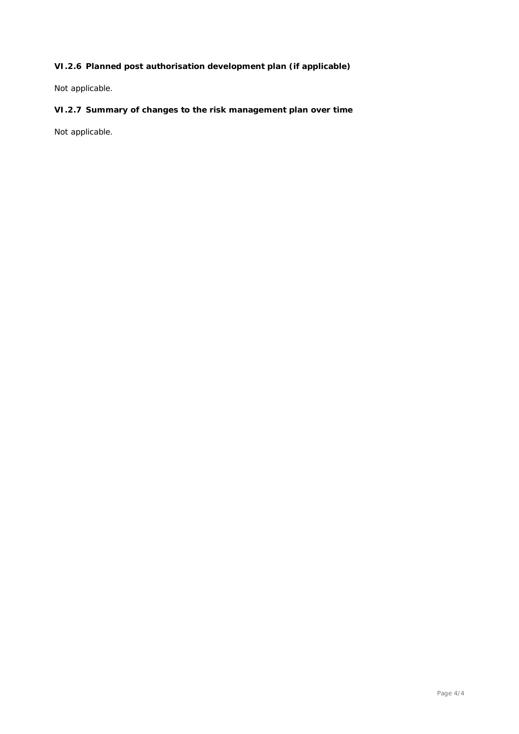### VI.2.6 Planned post authorisation development plan (if applicable)

Not applicable.

### VI.2.7 Summary of changes to the risk management plan over time

Not applicable.